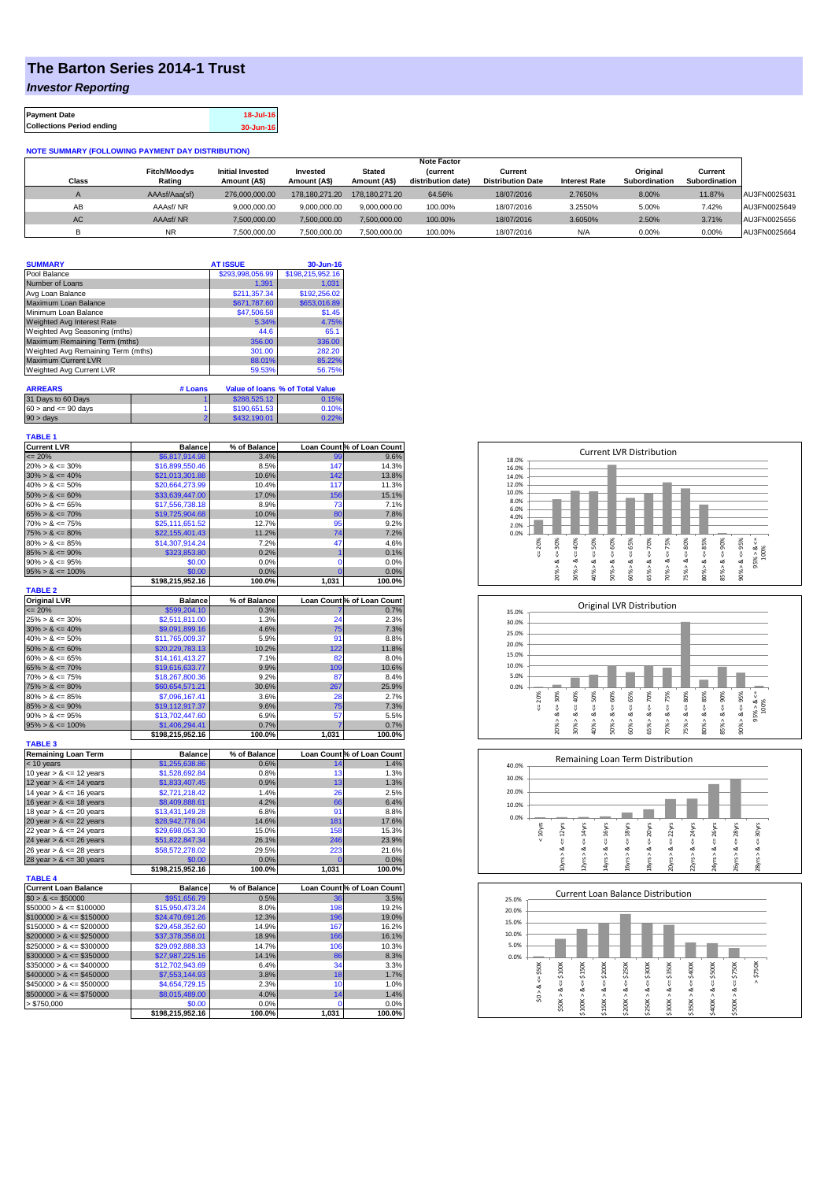# The Barton Series 2014-1 Trust

## *Investor Reporting*

| Payment Date | 18-Jul-16 |
|---|---|
| Collections Period ending | 30-Jun-16 |

**NOTE SUMMARY (FOLLOWING PAYMENT DAY DISTRIBUTION)**

| Class | Fitch/Moodys Rating | Initial Invested Amount (A$) | Invested Amount (A$) | Stated Amount (A$) | Note Factor (current distribution date) | Current Distribution Date | Interest Rate | Original Subordination | Current Subordination | |
|---|---|---|---|---|---|---|---|---|---|---|
| A | AAAsf/Aaa(sf) | 276,000,000.00 | 178,180,271.20 | 178,180,271.20 | 64.56% | 18/07/2016 | 2.7650% | 8.00% | 11.87% | AU3FN0025631 |
| AB | AAAsf/ NR | 9,000,000.00 | 9,000,000.00 | 9,000,000.00 | 100.00% | 18/07/2016 | 3.2550% | 5.00% | 7.42% | AU3FN0025649 |
| AC | AAAsf/ NR | 7,500,000.00 | 7,500,000.00 | 7,500,000.00 | 100.00% | 18/07/2016 | 3.6050% | 2.50% | 3.71% | AU3FN0025656 |
| B | NR | 7,500,000.00 | 7,500,000.00 | 7,500,000.00 | 100.00% | 18/07/2016 | N/A | 0.00% | 0.00% | AU3FN0025664 |

| SUMMARY | AT ISSUE | 30-Jun-16 |
|---|---|---|
| Pool Balance | $293,998,056.99 | $198,215,952.16 |
| Number of Loans | 1,391 | 1,031 |
| Avg Loan Balance | $211,357.34 | $192,256.02 |
| Maximum Loan Balance | $671,787.60 | $653,016.89 |
| Minimum Loan Balance | $47,506.58 | $1.45 |
| Weighted Avg Interest Rate | 5.34% | 4.75% |
| Weighted Avg Seasoning (mths) | 44.6 | 65.1 |
| Maximum Remaining Term (mths) | 356.00 | 336.00 |
| Weighted Avg Remaining Term (mths) | 301.00 | 282.20 |
| Maximum Current LVR | 88.01% | 85.22% |
| Weighted Avg Current LVR | 59.53% | 56.75% |

| ARREARS | # Loans | Value of loans | % of Total Value |
|---|---|---|---|
| 31 Days to 60 Days | 1 | $288,525.12 | 0.15% |
| 60 > and <= 90 days | 1 | $190,651.53 | 0.10% |
| 90 > days | 2 | $432,190.01 | 0.22% |

**TABLE 1**

| Current LVR | Balance | % of Balance | Loan Count | % of Loan Count |
|---|---|---|---|---|
| <= 20% | $6,817,914.98 | 3.4% | 99 | 9.6% |
| 20% > & <= 30% | $16,899,550.46 | 8.5% | 147 | 14.3% |
| 30% > & <= 40% | $21,013,301.88 | 10.6% | 142 | 13.8% |
| 40% > & <= 50% | $20,664,273.99 | 10.4% | 117 | 11.3% |
| 50% > & <= 60% | $33,639,447.00 | 17.0% | 156 | 15.1% |
| 60% > & <= 65% | $17,556,738.18 | 8.9% | 73 | 7.1% |
| 65% > & <= 70% | $19,725,904.68 | 10.0% | 80 | 7.8% |
| 70% > & <= 75% | $25,111,651.52 | 12.7% | 95 | 9.2% |
| 75% > & <= 80% | $22,155,401.43 | 11.2% | 74 | 7.2% |
| 80% > & <= 85% | $14,307,914.24 | 7.2% | 47 | 4.6% |
| 85% > & <= 90% | $323,853.80 | 0.2% | 1 | 0.1% |
| 90% > & <= 95% | $0.00 | 0.0% | 0 | 0.0% |
| 95% > & <= 100% | $0.00 | 0.0% | 0 | 0.0% |
| | $198,215,952.16 | 100.0% | 1,031 | 100.0% |

**TABLE 2**

| Original LVR | Balance | % of Balance | Loan Count | % of Loan Count |
|---|---|---|---|---|
| <= 20% | $599,204.10 | 0.3% | 7 | 0.7% |
| 25% > & <= 30% | $2,511,811.00 | 1.3% | 24 | 2.3% |
| 30% > & <= 40% | $9,091,899.16 | 4.6% | 75 | 7.3% |
| 40% > & <= 50% | $11,765,009.37 | 5.9% | 91 | 8.8% |
| 50% > & <= 60% | $20,229,783.13 | 10.2% | 122 | 11.8% |
| 60% > & <= 65% | $14,161,413.27 | 7.1% | 82 | 8.0% |
| 65% > & <= 70% | $19,616,633.77 | 9.9% | 109 | 10.6% |
| 70% > & <= 75% | $18,267,800.36 | 9.2% | 87 | 8.4% |
| 75% > & <= 80% | $60,654,571.21 | 30.6% | 267 | 25.9% |
| 80% > & <= 85% | $7,096,167.41 | 3.6% | 28 | 2.7% |
| 85% > & <= 90% | $19,112,917.37 | 9.6% | 75 | 7.3% |
| 90% > & <= 95% | $13,702,447.60 | 6.9% | 57 | 5.5% |
| 95% > & <= 100% | $1,406,294.41 | 0.7% | 7 | 0.7% |
| | $198,215,952.16 | 100.0% | 1,031 | 100.0% |

**TABLE 3**

| Remaining Loan Term | Balance | % of Balance | Loan Count | % of Loan Count |
|---|---|---|---|---|
| < 10 years | $1,255,638.86 | 0.6% | 14 | 1.4% |
| 10 year > & <= 12 years | $1,528,692.84 | 0.8% | 13 | 1.3% |
| 12 year > & <= 14 years | $1,833,407.45 | 0.9% | 13 | 1.3% |
| 14 year > & <= 16 years | $2,721,218.42 | 1.4% | 26 | 2.5% |
| 16 year > & <= 18 years | $8,409,888.61 | 4.2% | 66 | 6.4% |
| 18 year > & <= 20 years | $13,431,149.28 | 6.8% | 91 | 8.8% |
| 20 year > & <= 22 years | $28,942,778.04 | 14.6% | 181 | 17.6% |
| 22 year > & <= 24 years | $29,698,053.30 | 15.0% | 158 | 15.3% |
| 24 year > & <= 26 years | $51,822,847.34 | 26.1% | 246 | 23.9% |
| 26 year > & <= 28 years | $58,572,278.02 | 29.5% | 223 | 21.6% |
| 28 year > & <= 30 years | $0.00 | 0.0% | 0 | 0.0% |
| | $198,215,952.16 | 100.0% | 1,031 | 100.0% |

**TABLE 4**

| Current Loan Balance | Balance | % of Balance | Loan Count | % of Loan Count |
|---|---|---|---|---|
| $0 > & <= $50000 | $951,656.79 | 0.5% | 36 | 3.5% |
| $50000 > & <= $100000 | $15,950,473.24 | 8.0% | 198 | 19.2% |
| $100000 > & <= $150000 | $24,470,691.26 | 12.3% | 196 | 19.0% |
| $150000 > & <= $200000 | $29,458,352.60 | 14.9% | 167 | 16.2% |
| $200000 > & <= $250000 | $37,378,358.01 | 18.9% | 166 | 16.1% |
| $250000 > & <= $300000 | $29,092,888.33 | 14.7% | 106 | 10.3% |
| $300000 > & <= $350000 | $27,987,225.16 | 14.1% | 86 | 8.3% |
| $350000 > & <= $400000 | $12,702,943.69 | 6.4% | 34 | 3.3% |
| $400000 > & <= $450000 | $7,553,144.93 | 3.8% | 18 | 1.7% |
| $450000 > & <= $500000 | $4,654,729.15 | 2.3% | 10 | 1.0% |
| $500000 > & <= $750000 | $8,015,489.00 | 4.0% | 14 | 1.4% |
| > $750,000 | $0.00 | 0.0% | 0 | 0.0% |
| | $198,215,952.16 | 100.0% | 1,031 | 100.0% |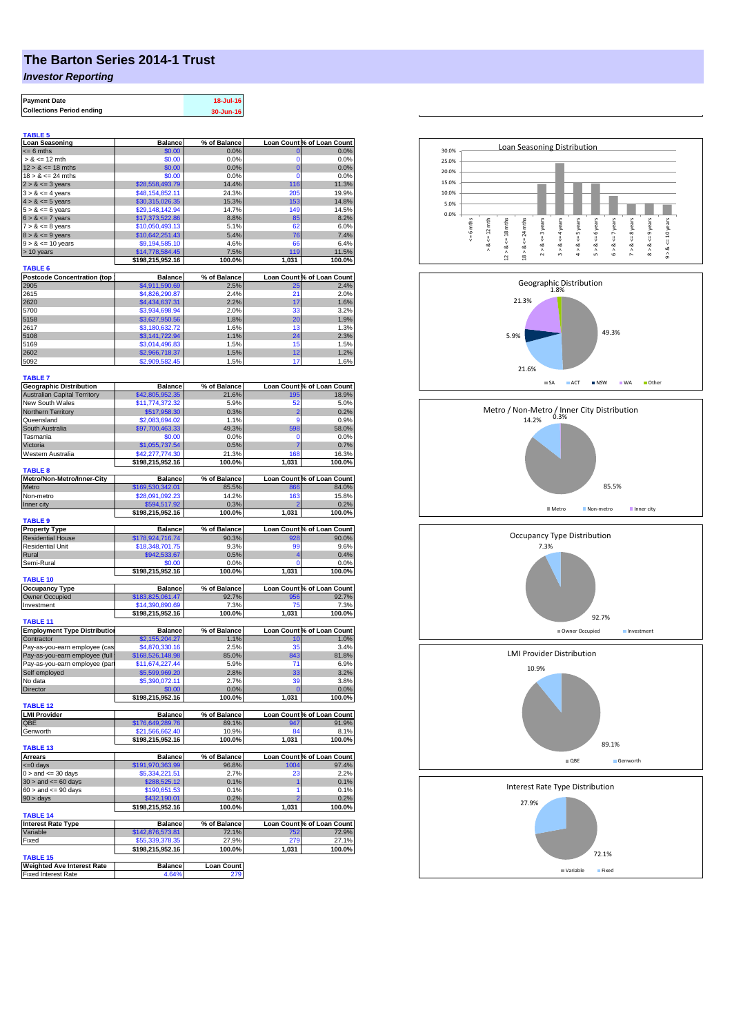# The Barton Series 2014-1 Trust

## *Investor Reporting*

| | |
|---|---|
| **Payment Date** | 18-Jul-16 |
| **Collections Period ending** | 30-Jun-16 |

**TABLE 5**

| Loan Seasoning | Balance | % of Balance | Loan Count | % of Loan Count |
|---|---|---|---|---|
| <= 6 mths | $0.00 | 0.0% | 0 | 0.0% |
| > & <= 12 mth | $0.00 | 0.0% | 0 | 0.0% |
| 12 > & <= 18 mths | $0.00 | 0.0% | 0 | 0.0% |
| 18 > & <= 24 mths | $0.00 | 0.0% | 0 | 0.0% |
| 2 > & <= 3 years | $28,558,493.79 | 14.4% | 116 | 11.3% |
| 3 > & <= 4 years | $48,154,852.11 | 24.3% | 205 | 19.9% |
| 4 > & <= 5 years | $30,315,026.35 | 15.3% | 153 | 14.8% |
| 5 > & <= 6 years | $29,148,142.94 | 14.7% | 149 | 14.5% |
| 6 > & <= 7 years | $17,373,522.86 | 8.8% | 85 | 8.2% |
| 7 > & <= 8 years | $10,050,493.13 | 5.1% | 62 | 6.0% |
| 8 > & <= 9 years | $10,642,251.43 | 5.4% | 76 | 7.4% |
| 9 > & <= 10 years | $9,194,585.10 | 4.6% | 66 | 6.4% |
| > 10 years | $14,778,584.45 | 7.5% | 119 | 11.5% |
| | $198,215,952.16 | 100.0% | 1,031 | 100.0% |

**TABLE 6**

| Postcode Concentration (top | Balance | % of Balance | Loan Count | % of Loan Count |
|---|---|---|---|---|
| 2905 | $4,911,590.69 | 2.5% | 25 | 2.4% |
| 2615 | $4,826,290.87 | 2.4% | 21 | 2.0% |
| 2620 | $4,434,637.31 | 2.2% | 17 | 1.6% |
| 5700 | $3,934,698.94 | 2.0% | 33 | 3.2% |
| 5158 | $3,627,950.56 | 1.8% | 20 | 1.9% |
| 2617 | $3,180,632.72 | 1.6% | 13 | 1.3% |
| 5108 | $3,141,722.94 | 1.1% | 24 | 2.3% |
| 5169 | $3,014,496.83 | 1.5% | 15 | 1.5% |
| 2602 | $2,966,718.37 | 1.5% | 12 | 1.2% |
| 5092 | $2,909,582.45 | 1.5% | 17 | 1.6% |

**TABLE 7**

| Geographic Distribution | Balance | % of Balance | Loan Count | % of Loan Count |
|---|---|---|---|---|
| Australian Capital Territory | $42,805,952.35 | 21.6% | 195 | 18.9% |
| New South Wales | $11,774,372.32 | 5.9% | 52 | 5.0% |
| Northern Territory | $517,958.30 | 0.3% | 2 | 0.2% |
| Queensland | $2,083,694.02 | 1.1% | 9 | 0.9% |
| South Australia | $97,700,463.33 | 49.3% | 598 | 58.0% |
| Tasmania | $0.00 | 0.0% | 0 | 0.0% |
| Victoria | $1,055,737.54 | 0.5% | 7 | 0.7% |
| Western Australia | $42,277,774.30 | 21.3% | 168 | 16.3% |
| | $198,215,952.16 | 100.0% | 1,031 | 100.0% |

**TABLE 8**

| Metro/Non-Metro/Inner-City | Balance | % of Balance | Loan Count | % of Loan Count |
|---|---|---|---|---|
| Metro | $169,530,342.01 | 85.5% | 866 | 84.0% |
| Non-metro | $28,091,092.23 | 14.2% | 163 | 15.8% |
| Inner city | $594,517.92 | 0.3% | 2 | 0.2% |
| | $198,215,952.16 | 100.0% | 1,031 | 100.0% |

**TABLE 9**

| Property Type | Balance | % of Balance | Loan Count | % of Loan Count |
|---|---|---|---|---|
| Residential House | $178,924,716.74 | 90.3% | 928 | 90.0% |
| Residential Unit | $18,348,701.75 | 9.3% | 99 | 9.6% |
| Rural | $942,533.67 | 0.5% | 4 | 0.4% |
| Semi-Rural | $0.00 | 0.0% | 0 | 0.0% |
| | $198,215,952.16 | 100.0% | 1,031 | 100.0% |

**TABLE 10**

| Occupancy Type | Balance | % of Balance | Loan Count | % of Loan Count |
|---|---|---|---|---|
| Owner Occupied | $183,825,061.47 | 92.7% | 956 | 92.7% |
| Investment | $14,390,890.69 | 7.3% | 75 | 7.3% |
| | $198,215,952.16 | 100.0% | 1,031 | 100.0% |

**TABLE 11**

| Employment Type Distribution | Balance | % of Balance | Loan Count | % of Loan Count |
|---|---|---|---|---|
| Contractor | $2,155,204.27 | 1.1% | 10 | 1.0% |
| Pay-as-you-earn employee (cas | $4,870,330.16 | 2.5% | 35 | 3.4% |
| Pay-as-you-earn employee (full | $168,526,148.98 | 85.0% | 843 | 81.8% |
| Pay-as-you-earn employee (part | $11,674,227.44 | 5.9% | 71 | 6.9% |
| Self employed | $5,599,969.20 | 2.8% | 33 | 3.2% |
| No data | $5,390,072.11 | 2.7% | 39 | 3.8% |
| Director | $0.00 | 0.0% | 0 | 0.0% |
| | $198,215,952.16 | 100.0% | 1,031 | 100.0% |

**TABLE 12**

| LMI Provider | Balance | % of Balance | Loan Count | % of Loan Count |
|---|---|---|---|---|
| QBE | $176,649,289.76 | 89.1% | 947 | 91.9% |
| Genworth | $21,566,662.40 | 10.9% | 84 | 8.1% |
| | $198,215,952.16 | 100.0% | 1,031 | 100.0% |

**TABLE 13**

| Arrears | Balance | % of Balance | Loan Count | % of Loan Count |
|---|---|---|---|---|
| <=0 days | $191,970,363.99 | 96.8% | 1004 | 97.4% |
| 0 > and <= 30 days | $5,334,221.51 | 2.7% | 23 | 2.2% |
| 30 > and <= 60 days | $288,525.12 | 0.1% | 1 | 0.1% |
| 60 > and <= 90 days | $190,651.53 | 0.1% | 1 | 0.1% |
| 90 > days | $432,190.01 | 0.2% | 2 | 0.2% |
| | $198,215,952.16 | 100.0% | 1,031 | 100.0% |

**TABLE 14**

| Interest Rate Type | Balance | % of Balance | Loan Count | % of Loan Count |
|---|---|---|---|---|
| Variable | $142,876,573.81 | 72.1% | 752 | 72.9% |
| Fixed | $55,339,378.35 | 27.9% | 279 | 27.1% |
| | $198,215,952.16 | 100.0% | 1,031 | 100.0% |

**TABLE 15**

| Weighted Ave Interest Rate | Balance | Loan Count |
|---|---|---|
| Fixed Interest Rate | 4.64% | 279 |

Loan Seasoning Distribution

30.0%
25.0%
20.0%
15.0%
10.0%
5.0%
0.0%

<= 6 mths
> & <= 12 mth
12 > & <= 18 mths
18 > & <= 24 mths
2 > & <= 3 years
3 > & <= 4 years
4 > & <= 5 years
5 > & <= 6 years
6 > & <= 7 years
7 > & <= 8 years
8 > & <= 9 years
9 > & <= 10 years

Geographic Distribution

1.8%
21.3%
5.9%
49.3%
21.6%

SA ACT NSW WA Other

Metro / Non-Metro / Inner City Distribution

0.3%
14.2%
85.5%

Metro Non-metro Inner city

Occupancy Type Distribution

7.3%
92.7%

Owner Occupied Investment

LMI Provider Distribution

10.9%
89.1%

QBE Genworth

Interest Rate Type Distribution

27.9%
72.1%

Variable Fixed